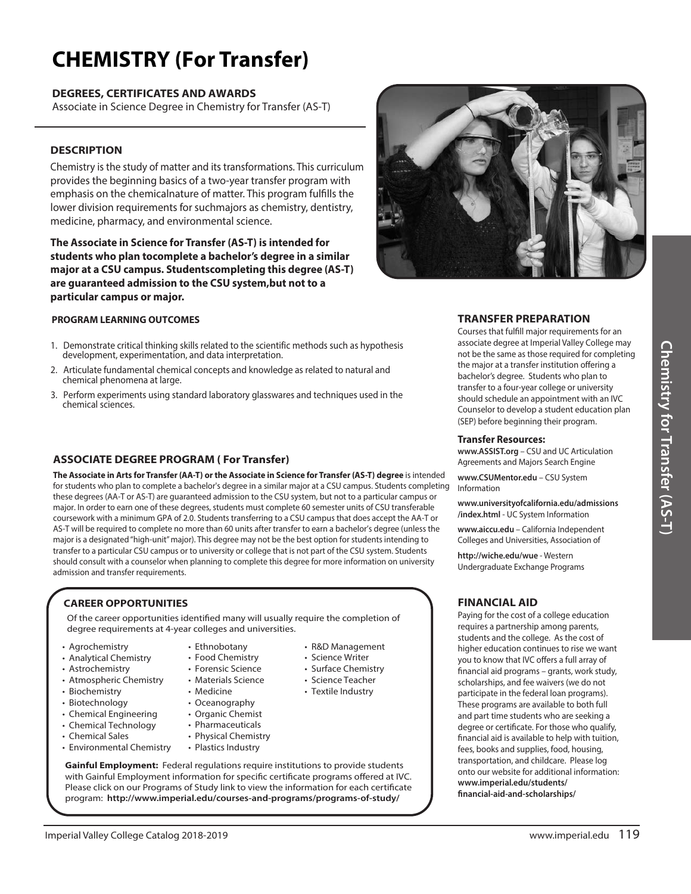# CHEMISTRY (For Transfer)

## DEGREES, CERTIFICATES AND AWARDS

Associate in Science Degree in Chemistry for Transfer (AS-T)

## DESCRIPTION

Chemistry is the study of matter and its transformations. This curriculum provides the beginning basics of a two-year transfer program with emphasis on the chemicalnature of matter. This program fulfills the lower division requirements for suchmajors as chemistry, dentistry, medicine, pharmacy, and environmental science.

**The Associate in Science for Transfer (AS-T) is intended for students who plan tocomplete a bachelor's degree in a similar major at a CSU campus. Studentscompleting this degree (AS-T) are guaranteed admission to the CSU system,but not to a particular campus or major.**

### PROGRAM LEARNING OUTCOMES

1. Demonstrate critical thinking skills related to the scientific methods such as hypothesis development, experimentation, and data interpretation.
2. Articulate fundamental chemical concepts and knowledge as related to natural and chemical phenomena at large.
3. Perform experiments using standard laboratory glasswares and techniques used in the chemical sciences.

## ASSOCIATE DEGREE PROGRAM ( For Transfer)

**The Associate in Arts for Transfer (AA-T) or the Associate in Science for Transfer (AS-T) degree** is intended for students who plan to complete a bachelor's degree in a similar major at a CSU campus. Students completing these degrees (AA-T or AS-T) are guaranteed admission to the CSU system, but not to a particular campus or major. In order to earn one of these degrees, students must complete 60 semester units of CSU transferable coursework with a minimum GPA of 2.0. Students transferring to a CSU campus that does accept the AA-T or AS-T will be required to complete no more than 60 units after transfer to earn a bachelor's degree (unless the major is a designated "high-unit" major). This degree may not be the best option for students intending to transfer to a particular CSU campus or to university or college that is not part of the CSU system. Students should consult with a counselor when planning to complete this degree for more information on university admission and transfer requirements.

## CAREER OPPORTUNITIES

Of the career opportunities identified many will usually require the completion of degree requirements at 4-year colleges and universities.

- Agrochemistry
- Analytical Chemistry
- Astrochemistry
- Atmospheric Chemistry
- Biochemistry
- Biotechnology
- Chemical Engineering
- Chemical Technology
- Chemical Sales
- Environmental Chemistry
- Ethnobotany
- Food Chemistry
- Forensic Science
- Materials Science
- Medicine
- Oceanography
- Organic Chemist
- Pharmaceuticals
- Physical Chemistry
- Plastics Industry
- R&D Management
- Science Writer
- Surface Chemistry
- Science Teacher
- Textile Industry

**Gainful Employment:** Federal regulations require institutions to provide students with Gainful Employment information for specific certificate programs offered at IVC. Please click on our Programs of Study link to view the information for each certificate program: **http://www.imperial.edu/courses-and-programs/programs-of-study/**

## TRANSFER PREPARATION

Courses that fulfill major requirements for an associate degree at Imperial Valley College may not be the same as those required for completing the major at a transfer institution offering a bachelor's degree. Students who plan to transfer to a four-year college or university should schedule an appointment with an IVC Counselor to develop a student education plan (SEP) before beginning their program.

### Transfer Resources:

**www.ASSIST.org** – CSU and UC Articulation Agreements and Majors Search Engine

**www.CSUMentor.edu** – CSU System Information

**www.universityofcalifornia.edu/admissions/index.html** - UC System Information

**www.aiccu.edu** – California Independent Colleges and Universities, Association of

**http://wiche.edu/wue** - Western Undergraduate Exchange Programs

## FINANCIAL AID

Paying for the cost of a college education requires a partnership among parents, students and the college. As the cost of higher education continues to rise we want you to know that IVC offers a full array of financial aid programs – grants, work study, scholarships, and fee waivers (we do not participate in the federal loan programs). These programs are available to both full and part time students who are seeking a degree or certificate. For those who qualify, financial aid is available to help with tuition, fees, books and supplies, food, housing, transportation, and childcare. Please log onto our website for additional information: **www.imperial.edu/students/financial-aid-and-scholarships/**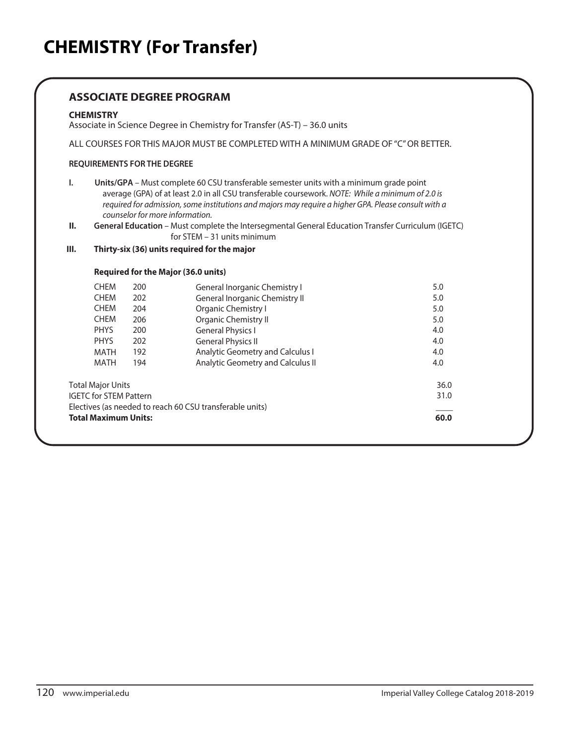# CHEMISTRY (For Transfer)

## ASSOCIATE DEGREE PROGRAM

**CHEMISTRY**
Associate in Science Degree in Chemistry for Transfer (AS-T) – 36.0 units

ALL COURSES FOR THIS MAJOR MUST BE COMPLETED WITH A MINIMUM GRADE OF "C" OR BETTER.

**REQUIREMENTS FOR THE DEGREE**

**I. Units/GPA** – Must complete 60 CSU transferable semester units with a minimum grade point average (GPA) of at least 2.0 in all CSU transferable coursework. *NOTE: While a minimum of 2.0 is required for admission, some institutions and majors may require a higher GPA. Please consult with a counselor for more information.*

**II. General Education** – Must complete the Intersegmental General Education Transfer Curriculum (IGETC) for STEM – 31 units minimum

**III. Thirty-six (36) units required for the major**

**Required for the Major (36.0 units)**

| | | | |
|---|---|---|---|
| CHEM | 200 | General Inorganic Chemistry I | 5.0 |
| CHEM | 202 | General Inorganic Chemistry II | 5.0 |
| CHEM | 204 | Organic Chemistry I | 5.0 |
| CHEM | 206 | Organic Chemistry II | 5.0 |
| PHYS | 200 | General Physics I | 4.0 |
| PHYS | 202 | General Physics II | 4.0 |
| MATH | 192 | Analytic Geometry and Calculus I | 4.0 |
| MATH | 194 | Analytic Geometry and Calculus II | 4.0 |

| | |
|---|---|
| Total Major Units | 36.0 |
| IGETC for STEM Pattern | 31.0 |
| Electives (as needed to reach 60 CSU transferable units) | ____ |
| **Total Maximum Units:** | **60.0** |